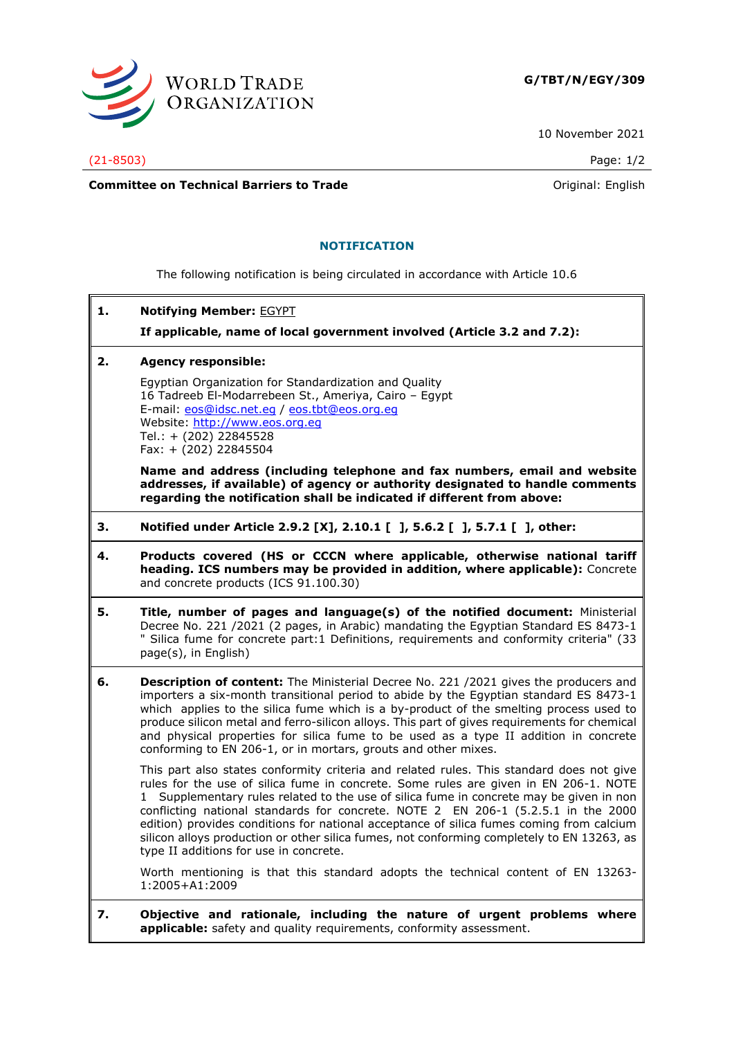G/TBT/N/EGY/309

10 November 2021

(21-8503)

**Committee on Technical Barriers to Trade**

Original: English

## NOTIFICATION

The following notification is being circulated in accordance with Article 10.6

**1. Notifying Member:** EGYPT

**If applicable, name of local government involved (Article 3.2 and 7.2):**

**2. Agency responsible:**

Egyptian Organization for Standardization and Quality
16 Tadreeb El-Modarrebeen St., Ameriya, Cairo – Egypt
E-mail: eos@idsc.net.eg / eos.tbt@eos.org.eg
Website: http://www.eos.org.eg
Tel.: + (202) 22845528
Fax: + (202) 22845504

**Name and address (including telephone and fax numbers, email and website addresses, if available) of agency or authority designated to handle comments regarding the notification shall be indicated if different from above:**

**3. Notified under Article 2.9.2 [X], 2.10.1 [ ], 5.6.2 [ ], 5.7.1 [ ], other:**

**4. Products covered (HS or CCCN where applicable, otherwise national tariff heading. ICS numbers may be provided in addition, where applicable):** Concrete and concrete products (ICS 91.100.30)

**5. Title, number of pages and language(s) of the notified document:** Ministerial Decree No. 221 /2021 (2 pages, in Arabic) mandating the Egyptian Standard ES 8473-1 " Silica fume for concrete part:1 Definitions, requirements and conformity criteria" (33 page(s), in English)

**6. Description of content:** The Ministerial Decree No. 221 /2021 gives the producers and importers a six-month transitional period to abide by the Egyptian standard ES 8473-1 which applies to the silica fume which is a by-product of the smelting process used to produce silicon metal and ferro-silicon alloys. This part of gives requirements for chemical and physical properties for silica fume to be used as a type II addition in concrete conforming to EN 206-1, or in mortars, grouts and other mixes.

This part also states conformity criteria and related rules. This standard does not give rules for the use of silica fume in concrete. Some rules are given in EN 206-1. NOTE 1 Supplementary rules related to the use of silica fume in concrete may be given in non conflicting national standards for concrete. NOTE 2 EN 206-1 (5.2.5.1 in the 2000 edition) provides conditions for national acceptance of silica fumes coming from calcium silicon alloys production or other silica fumes, not conforming completely to EN 13263, as type II additions for use in concrete.

Worth mentioning is that this standard adopts the technical content of EN 13263-1:2005+A1:2009

**7. Objective and rationale, including the nature of urgent problems where applicable:** safety and quality requirements, conformity assessment.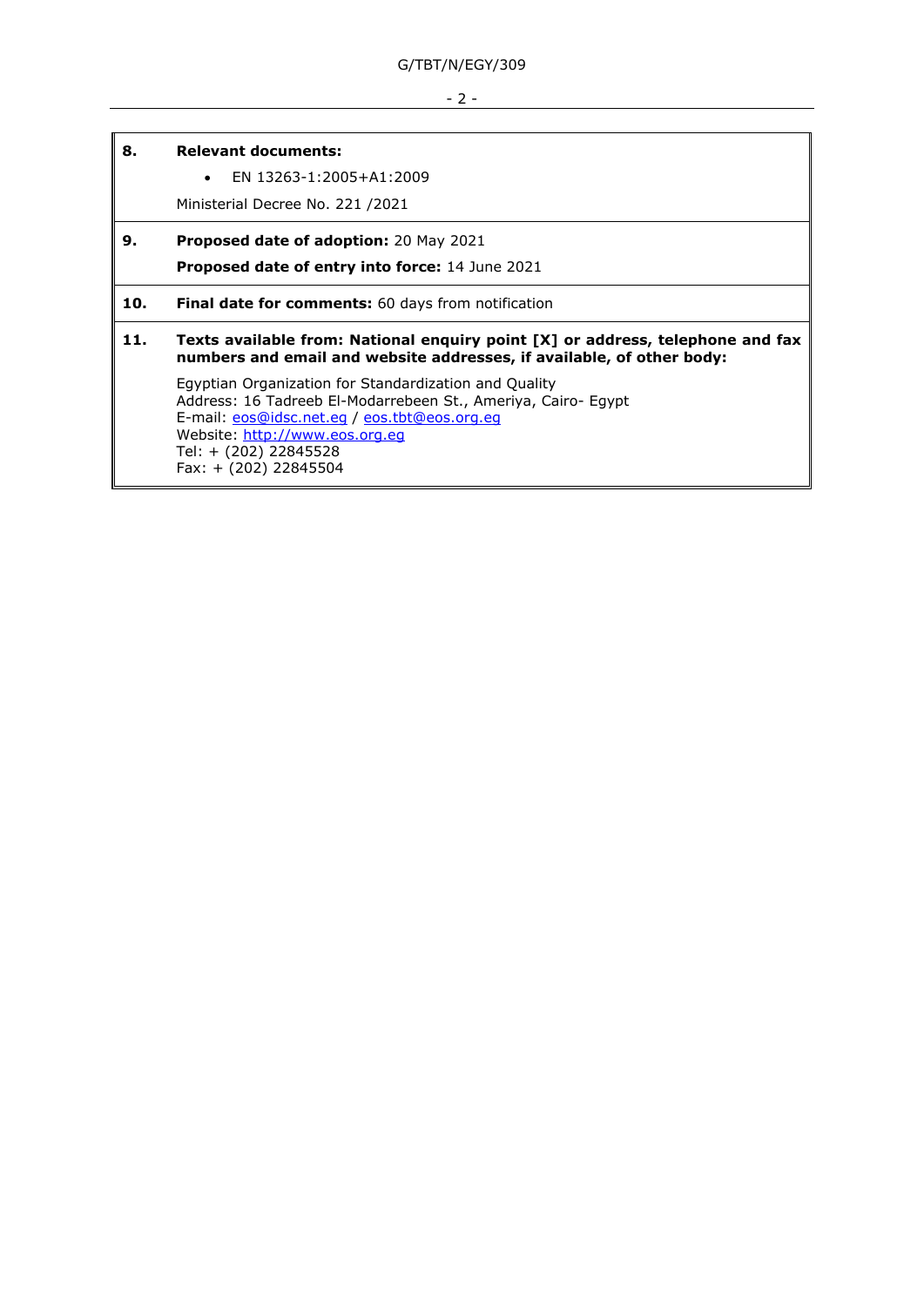**8. Relevant documents:**

- EN 13263-1:2005+A1:2009

Ministerial Decree No. 221 /2021

**9. Proposed date of adoption:** 20 May 2021

**Proposed date of entry into force:** 14 June 2021

**10. Final date for comments:** 60 days from notification

**11. Texts available from: National enquiry point [X] or address, telephone and fax numbers and email and website addresses, if available, of other body:**

Egyptian Organization for Standardization and Quality
Address: 16 Tadreeb El-Modarrebeen St., Ameriya, Cairo- Egypt
E-mail: eos@idsc.net.eg / eos.tbt@eos.org.eg
Website: http://www.eos.org.eg
Tel: + (202) 22845528
Fax: + (202) 22845504